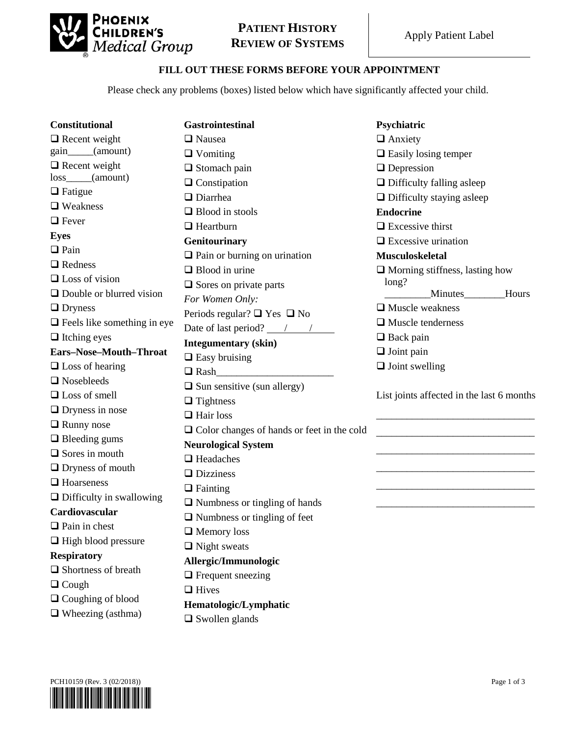# Patient History Review of Systems

Apply Patient Label

**FILL OUT THESE FORMS BEFORE YOUR APPOINTMENT**

Please check any problems (boxes) listed below which have significantly affected your child.

**Constitutional**

- ❑ Recent weight gain_____(amount)
- ❑ Recent weight loss_____(amount)
- ❑ Fatigue
- ❑ Weakness
- ❑ Fever

**Eyes**

- ❑ Pain
- ❑ Redness
- ❑ Loss of vision
- ❑ Double or blurred vision
- ❑ Dryness
- ❑ Feels like something in eye
- ❑ Itching eyes

**Ears–Nose–Mouth–Throat**

- ❑ Loss of hearing
- ❑ Nosebleeds
- ❑ Loss of smell
- ❑ Dryness in nose
- ❑ Runny nose
- ❑ Bleeding gums
- ❑ Sores in mouth
- ❑ Dryness of mouth
- ❑ Hoarseness
- ❑ Difficulty in swallowing

**Cardiovascular**

- ❑ Pain in chest
- ❑ High blood pressure

**Respiratory**

- ❑ Shortness of breath
- ❑ Cough
- ❑ Coughing of blood
- ❑ Wheezing (asthma)

**Gastrointestinal**

- ❑ Nausea
- ❑ Vomiting
- ❑ Stomach pain
- ❑ Constipation
- ❑ Diarrhea
- ❑ Blood in stools
- ❑ Heartburn

**Genitourinary**

- ❑ Pain or burning on urination
- ❑ Blood in urine
- ❑ Sores on private parts

*For Women Only:*

Periods regular? ❑ Yes ❑ No

Date of last period? ____/____/______

**Integumentary (skin)**

- ❑ Easy bruising
- ❑ Rash______________________
- ❑ Sun sensitive (sun allergy)
- ❑ Tightness
- ❑ Hair loss
- ❑ Color changes of hands or feet in the cold

**Neurological System**

- ❑ Headaches
- ❑ Dizziness
- ❑ Fainting
- ❑ Numbness or tingling of hands
- ❑ Numbness or tingling of feet
- ❑ Memory loss
- ❑ Night sweats

**Allergic/Immunologic**

- ❑ Frequent sneezing
- ❑ Hives

**Hematologic/Lymphatic**

- ❑ Swollen glands

**Psychiatric**

- ❑ Anxiety
- ❑ Easily losing temper
- ❑ Depression
- ❑ Difficulty falling asleep
- ❑ Difficulty staying asleep

**Endocrine**

- ❑ Excessive thirst
- ❑ Excessive urination

**Musculoskeletal**

- ❑ Morning stiffness, lasting how long? _________Minutes________Hours
- ❑ Muscle weakness
- ❑ Muscle tenderness
- ❑ Back pain
- ❑ Joint pain
- ❑ Joint swelling

List joints affected in the last 6 months

______________________________

______________________________

______________________________

______________________________

______________________________

______________________________

PCH10159 (Rev. 3 (02/2018))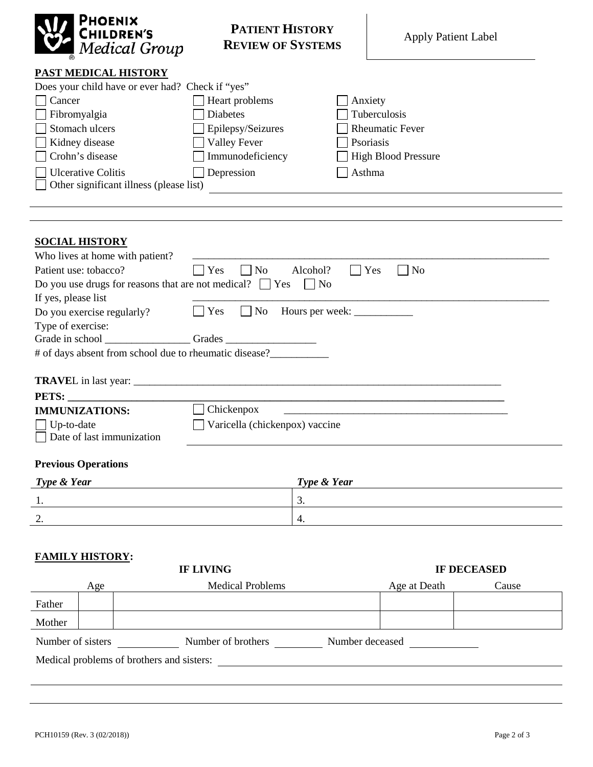**Phoenix Children's Medical Group**

# PATIENT HISTORY REVIEW OF SYSTEMS

Apply Patient Label

## PAST MEDICAL HISTORY

Does your child have or ever had? Check if "yes"

- ☐ Cancer
- ☐ Heart problems
- ☐ Anxiety
- ☐ Fibromyalgia
- ☐ Diabetes
- ☐ Tuberculosis
- ☐ Stomach ulcers
- ☐ Epilepsy/Seizures
- ☐ Rheumatic Fever
- ☐ Kidney disease
- ☐ Valley Fever
- ☐ Psoriasis
- ☐ Crohn's disease
- ☐ Immunodeficiency
- ☐ High Blood Pressure
- ☐ Ulcerative Colitis
- ☐ Depression
- ☐ Asthma
- ☐ Other significant illness (please list) ______________________________

______________________________________________________________________

______________________________________________________________________

## SOCIAL HISTORY

Who lives at home with patient? ______________________________________________

Patient use: tobacco? ☐ Yes ☐ No Alcohol? ☐ Yes ☐ No

Do you use drugs for reasons that are not medical? ☐ Yes ☐ No

If yes, please list ______________________________________________

Do you exercise regularly? ☐ Yes ☐ No Hours per week: ___________

Type of exercise:

Grade in school ________________ Grades _________________

# of days absent from school due to rheumatic disease?___________

**TRAVE**L in last year: ______________________________________________

**PETS:** ______________________________________________

**IMMUNIZATIONS:**

- ☐ Up-to-date
- ☐ Date of last immunization
- ☐ Chickenpox ______________________________
- ☐ Varicella (chickenpox) vaccine

______________________________________________

### Previous Operations

| *Type & Year* | *Type & Year* |
|---|---|
| 1. | 3. |
| 2. | 4. |

## FAMILY HISTORY:

| | IF LIVING | | IF DECEASED | |
|---|---|---|---|---|
| | Age | Medical Problems | Age at Death | Cause |
| Father | | | | |
| Mother | | | | |

Number of sisters __________ Number of brothers __________ Number deceased __________

Medical problems of brothers and sisters: ______________________________________________

______________________________________________________________________

______________________________________________________________________

PCH10159 (Rev. 3 (02/2018))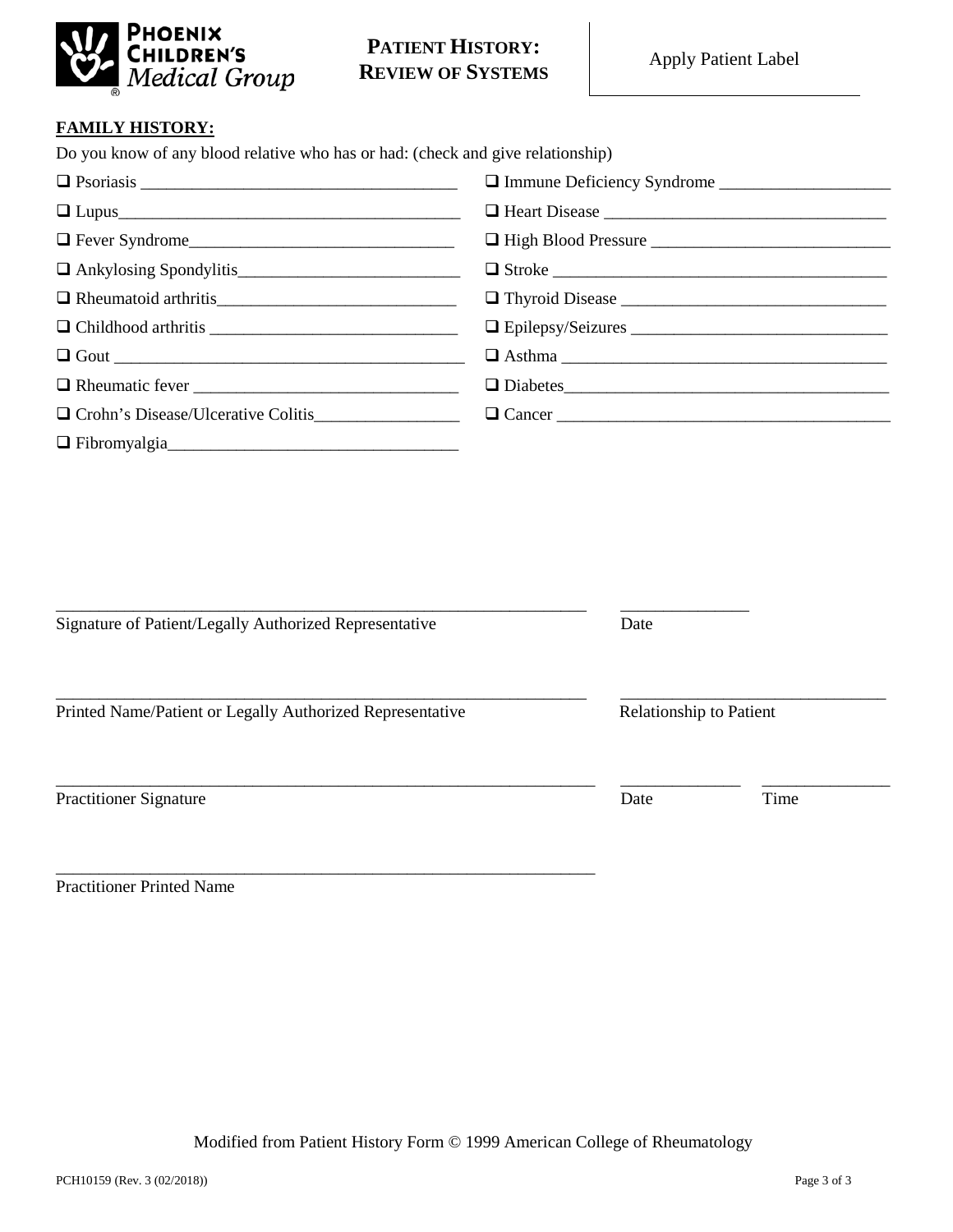**PHOENIX CHILDREN'S** *Medical Group*

# PATIENT HISTORY: REVIEW OF SYSTEMS

Apply Patient Label

## FAMILY HISTORY:

Do you know of any blood relative who has or had: (check and give relationship)

- ☐ Psoriasis ____________________________________
- ☐ Lupus________________________________________
- ☐ Fever Syndrome_______________________________
- ☐ Ankylosing Spondylitis__________________________
- ☐ Rheumatoid arthritis____________________________
- ☐ Childhood arthritis _____________________________
- ☐ Gout __________________________________________
- ☐ Rheumatic fever _______________________________
- ☐ Crohn's Disease/Ulcerative Colitis_________________
- ☐ Fibromyalgia__________________________________
- ☐ Immune Deficiency Syndrome ____________________
- ☐ Heart Disease _________________________________
- ☐ High Blood Pressure ___________________________
- ☐ Stroke _______________________________________
- ☐ Thyroid Disease _______________________________
- ☐ Epilepsy/Seizures ______________________________
- ☐ Asthma ______________________________________
- ☐ Diabetes______________________________________
- ☐ Cancer _______________________________________

_________________________________________________ _______________

Signature of Patient/Legally Authorized Representative Date

_________________________________________________ _______________

Printed Name/Patient or Legally Authorized Representative Relationship to Patient

_________________________________________________ _______________ _______________

Practitioner Signature Date Time

_________________________________________________

Practitioner Printed Name

Modified from Patient History Form © 1999 American College of Rheumatology

PCH10159 (Rev. 3 (02/2018))